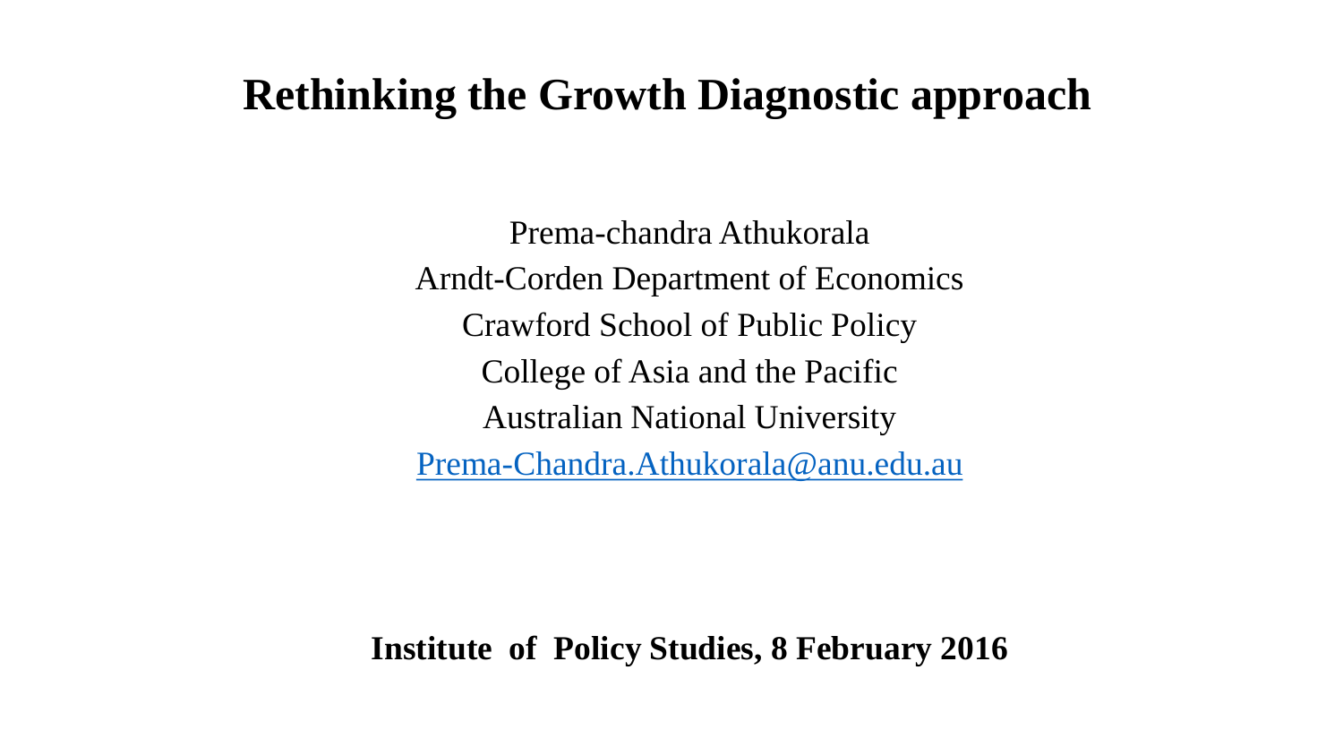# Rethinking the Growth Diagnostic approach

Prema-chandra Athukorala

Arndt-Corden Department of Economics

Crawford School of Public Policy

College of Asia and the Pacific

Australian National University

Prema-Chandra.Athukorala@anu.edu.au

**Institute of Policy Studies, 8 February 2016**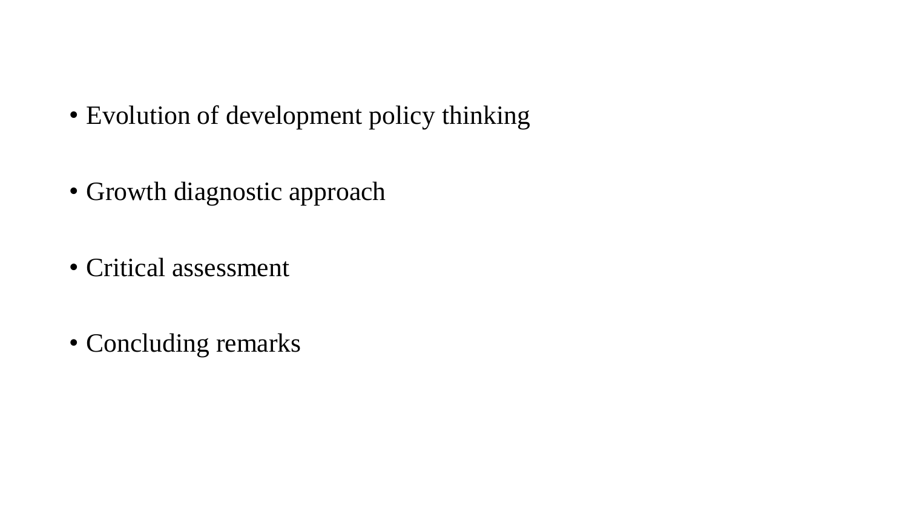- Evolution of development policy thinking

- Growth diagnostic approach

- Critical assessment

- Concluding remarks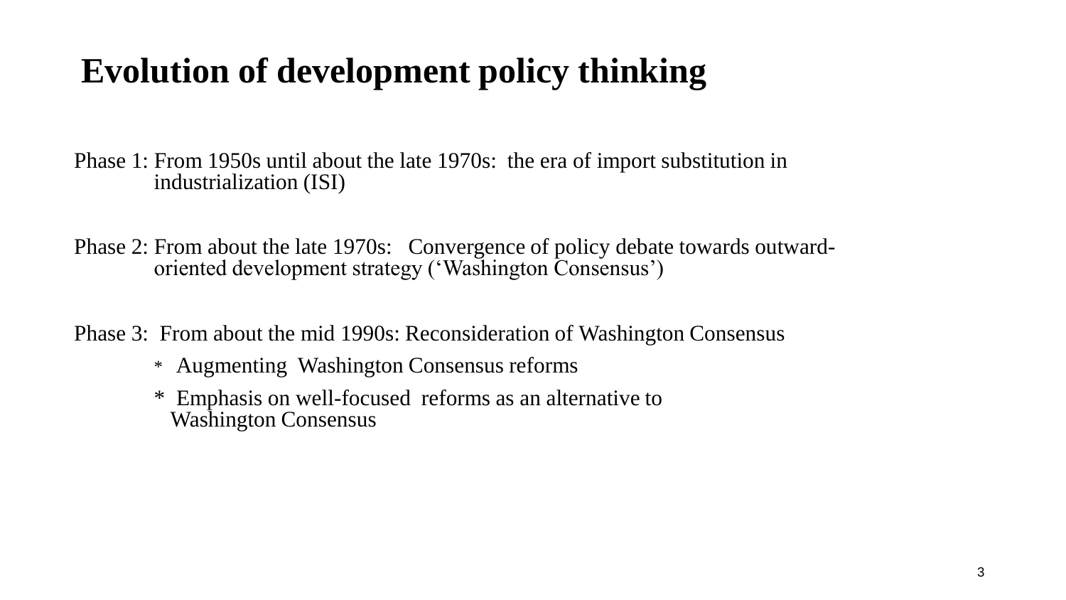# Evolution of development policy thinking

Phase 1: From 1950s until about the late 1970s: the era of import substitution in industrialization (ISI)

Phase 2: From about the late 1970s: Convergence of policy debate towards outward-oriented development strategy ('Washington Consensus')

Phase 3: From about the mid 1990s: Reconsideration of Washington Consensus

- Augmenting Washington Consensus reforms
- Emphasis on well-focused reforms as an alternative to Washington Consensus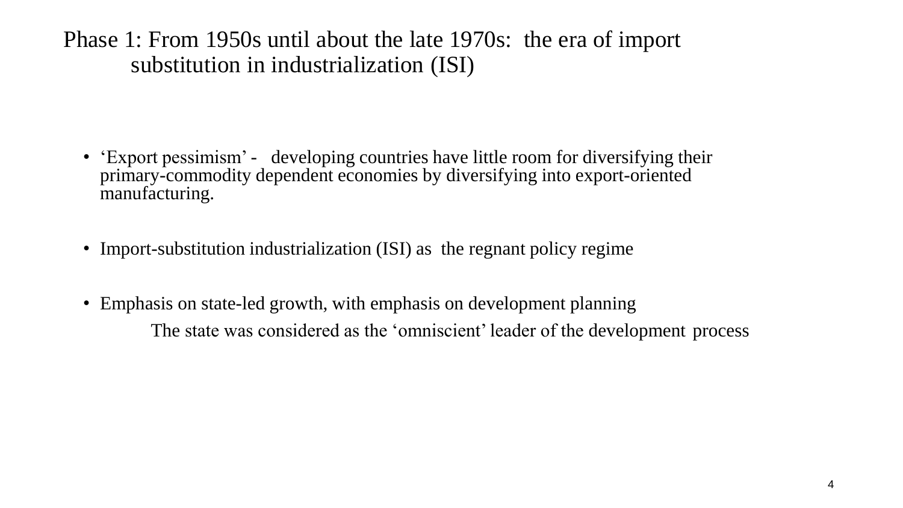# Phase 1: From 1950s until about the late 1970s: the era of import substitution in industrialization (ISI)

- ‘Export pessimism’ - developing countries have little room for diversifying their primary-commodity dependent economies by diversifying into export-oriented manufacturing.

- Import-substitution industrialization (ISI) as the regnant policy regime

- Emphasis on state-led growth, with emphasis on development planning

  The state was considered as the ‘omniscient’ leader of the development process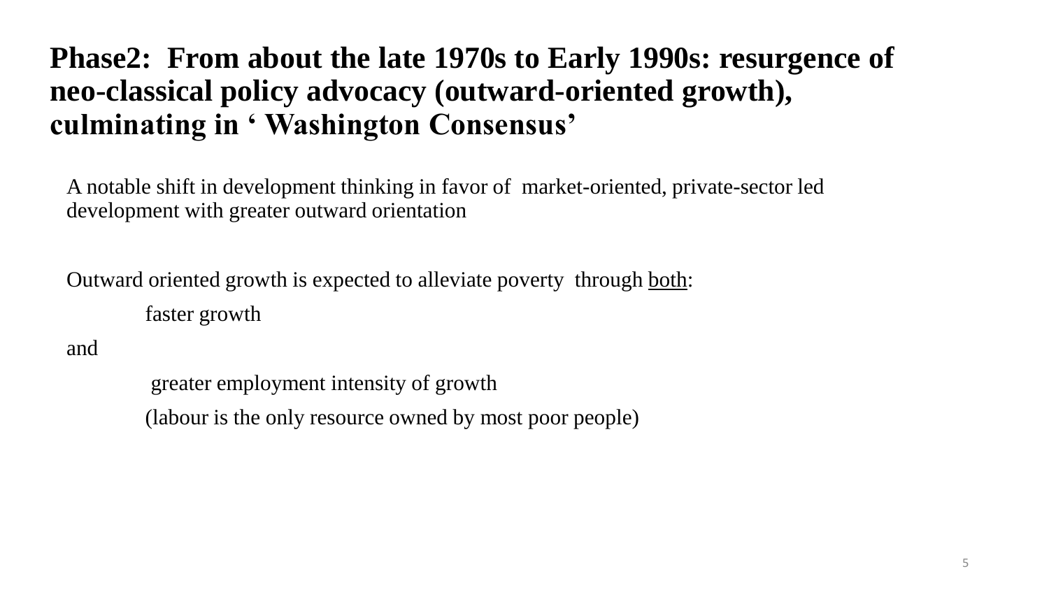# Phase2: From about the late 1970s to Early 1990s: resurgence of neo-classical policy advocacy (outward-oriented growth), culminating in ' Washington Consensus'

A notable shift in development thinking in favor of market-oriented, private-sector led development with greater outward orientation

Outward oriented growth is expected to alleviate poverty through <u>both</u>:

faster growth

and

greater employment intensity of growth

(labour is the only resource owned by most poor people)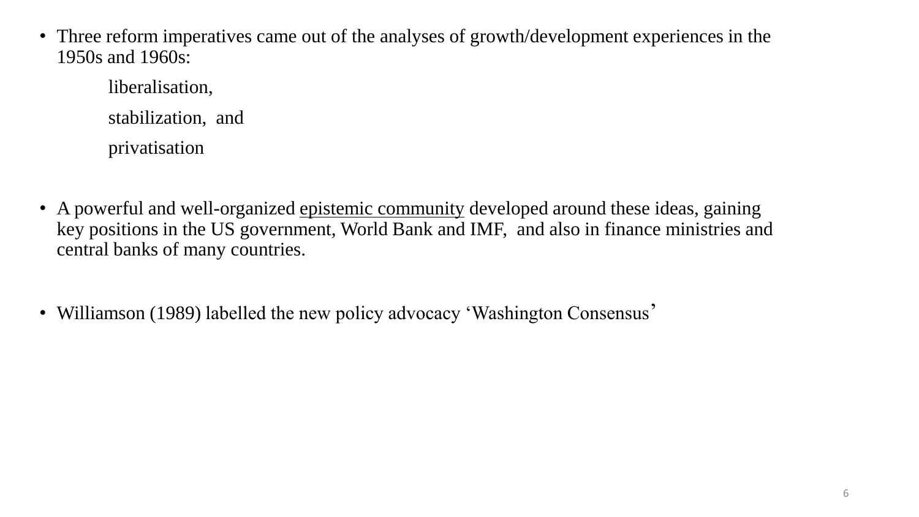- Three reform imperatives came out of the analyses of growth/development experiences in the 1950s and 1960s:

  liberalisation,

  stabilization, and

  privatisation

- A powerful and well-organized <u>epistemic community</u> developed around these ideas, gaining key positions in the US government, World Bank and IMF, and also in finance ministries and central banks of many countries.

- Williamson (1989) labelled the new policy advocacy ‘Washington Consensus’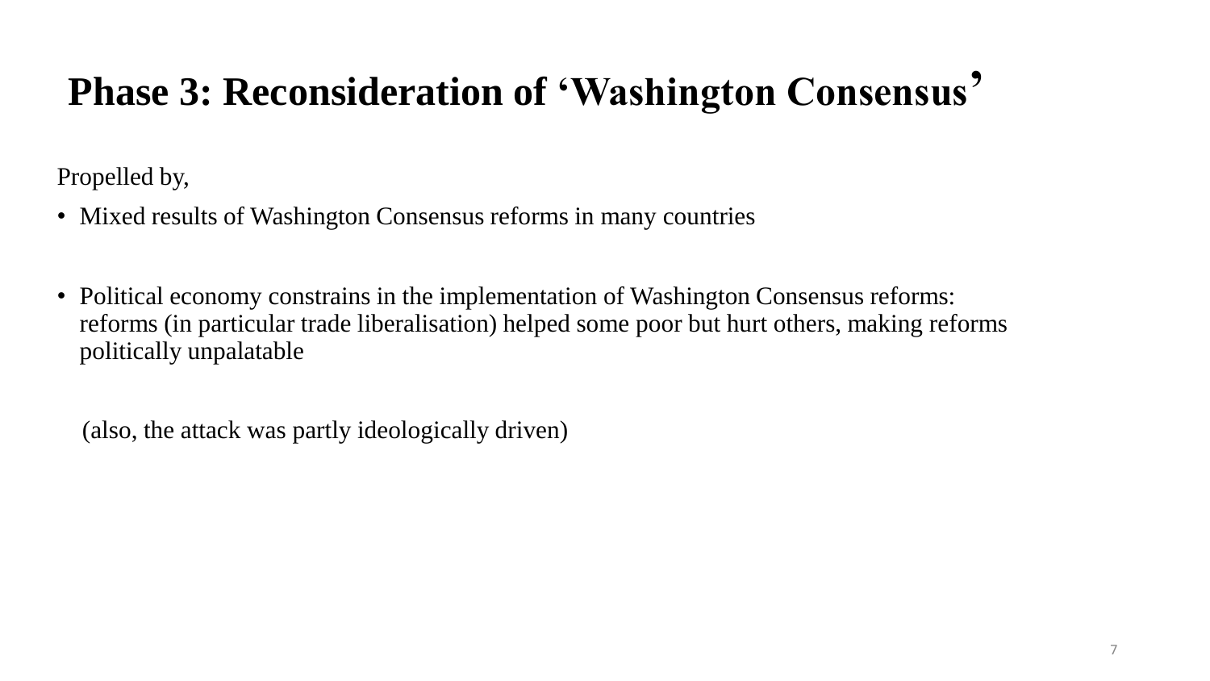# Phase 3: Reconsideration of 'Washington Consensus'

Propelled by,

- Mixed results of Washington Consensus reforms in many countries

- Political economy constrains in the implementation of Washington Consensus reforms: reforms (in particular trade liberalisation) helped some poor but hurt others, making reforms politically unpalatable

(also, the attack was partly ideologically driven)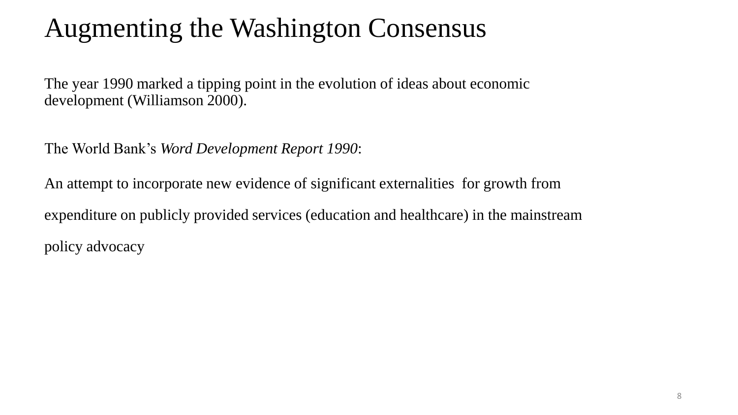# Augmenting the Washington Consensus

The year 1990 marked a tipping point in the evolution of ideas about economic development (Williamson 2000).

The World Bank's *Word Development Report 1990*:

An attempt to incorporate new evidence of significant externalities for growth from expenditure on publicly provided services (education and healthcare) in the mainstream policy advocacy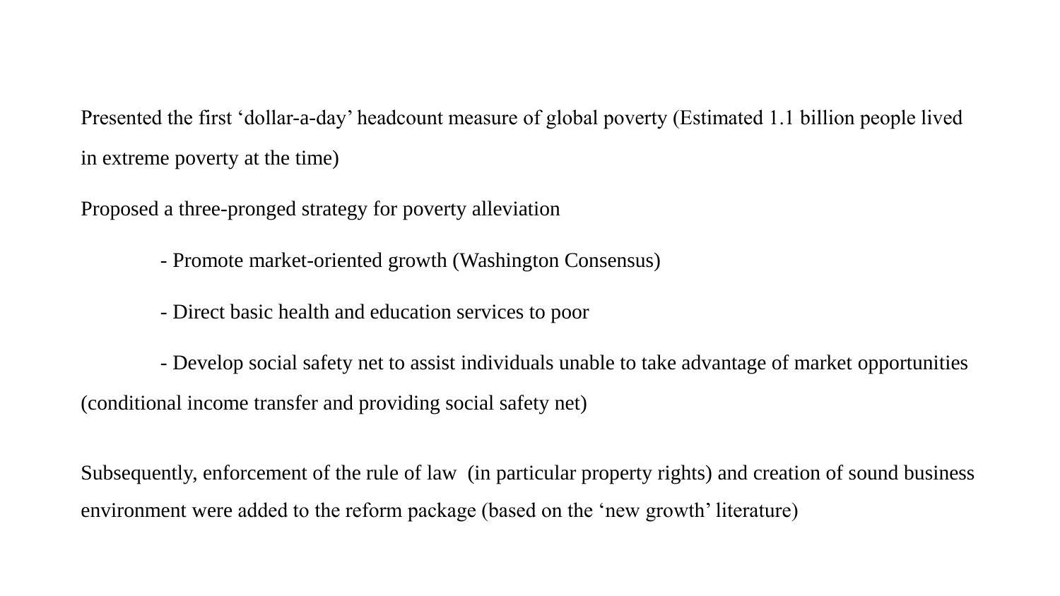Presented the first ‘dollar-a-day’ headcount measure of global poverty (Estimated 1.1 billion people lived in extreme poverty at the time)

Proposed a three-pronged strategy for poverty alleviation

- Promote market-oriented growth (Washington Consensus)
- Direct basic health and education services to poor
- Develop social safety net to assist individuals unable to take advantage of market opportunities (conditional income transfer and providing social safety net)

Subsequently, enforcement of the rule of law (in particular property rights) and creation of sound business environment were added to the reform package (based on the ‘new growth’ literature)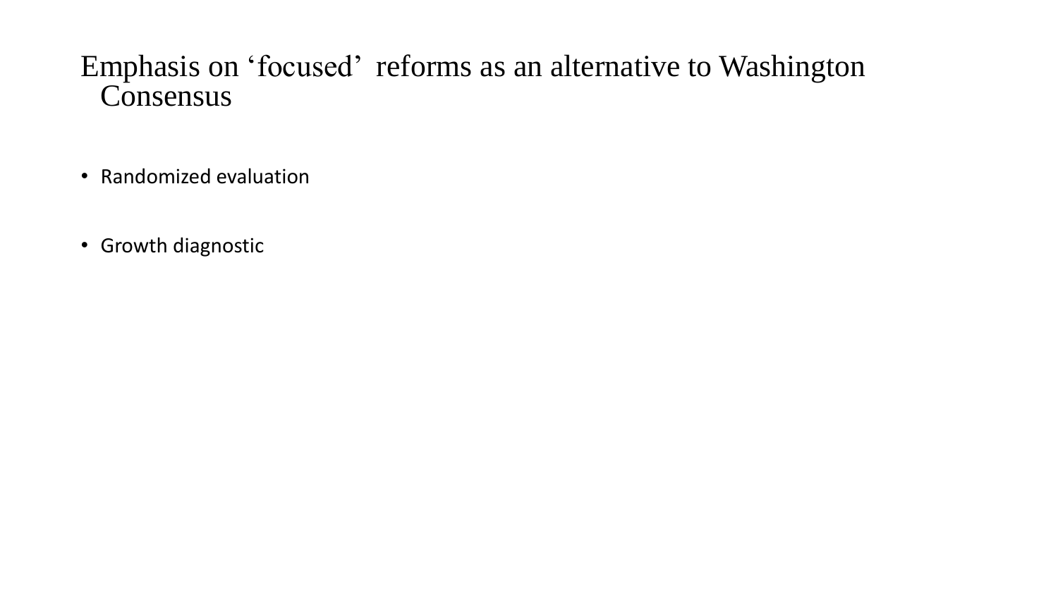# Emphasis on 'focused' reforms as an alternative to Washington Consensus

- Randomized evaluation
- Growth diagnostic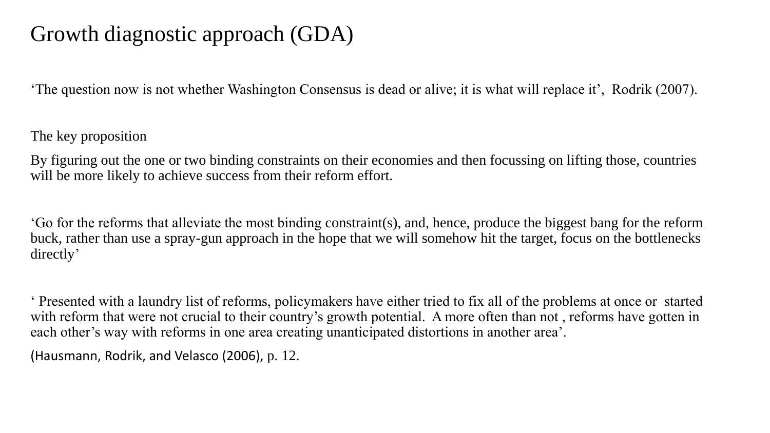# Growth diagnostic approach (GDA)

‘The question now is not whether Washington Consensus is dead or alive; it is what will replace it’, Rodrik (2007).

The key proposition

By figuring out the one or two binding constraints on their economies and then focussing on lifting those, countries will be more likely to achieve success from their reform effort.

‘Go for the reforms that alleviate the most binding constraint(s), and, hence, produce the biggest bang for the reform buck, rather than use a spray-gun approach in the hope that we will somehow hit the target, focus on the bottlenecks directly’

‘ Presented with a laundry list of reforms, policymakers have either tried to fix all of the problems at once or started with reform that were not crucial to their country’s growth potential. A more often than not , reforms have gotten in each other’s way with reforms in one area creating unanticipated distortions in another area’.

(Hausmann, Rodrik, and Velasco (2006), p. 12.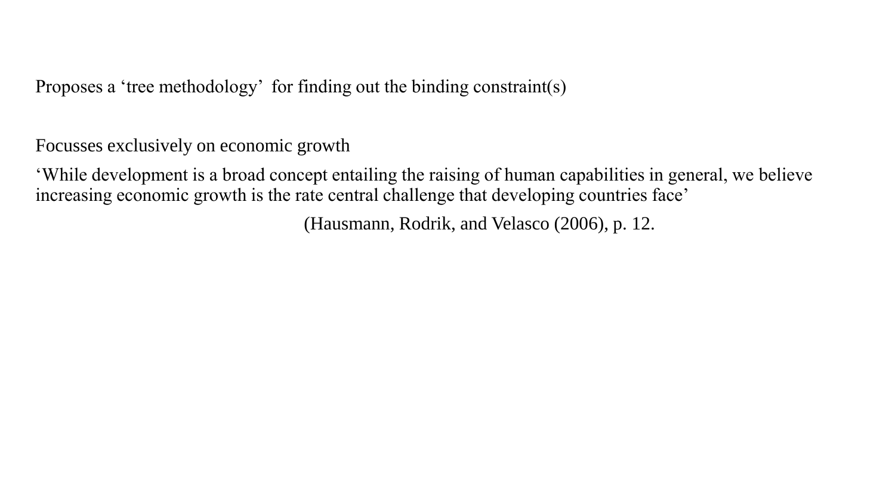Proposes a ‘tree methodology’ for finding out the binding constraint(s)

Focusses exclusively on economic growth

‘While development is a broad concept entailing the raising of human capabilities in general, we believe increasing economic growth is the rate central challenge that developing countries face’

(Hausmann, Rodrik, and Velasco (2006), p. 12.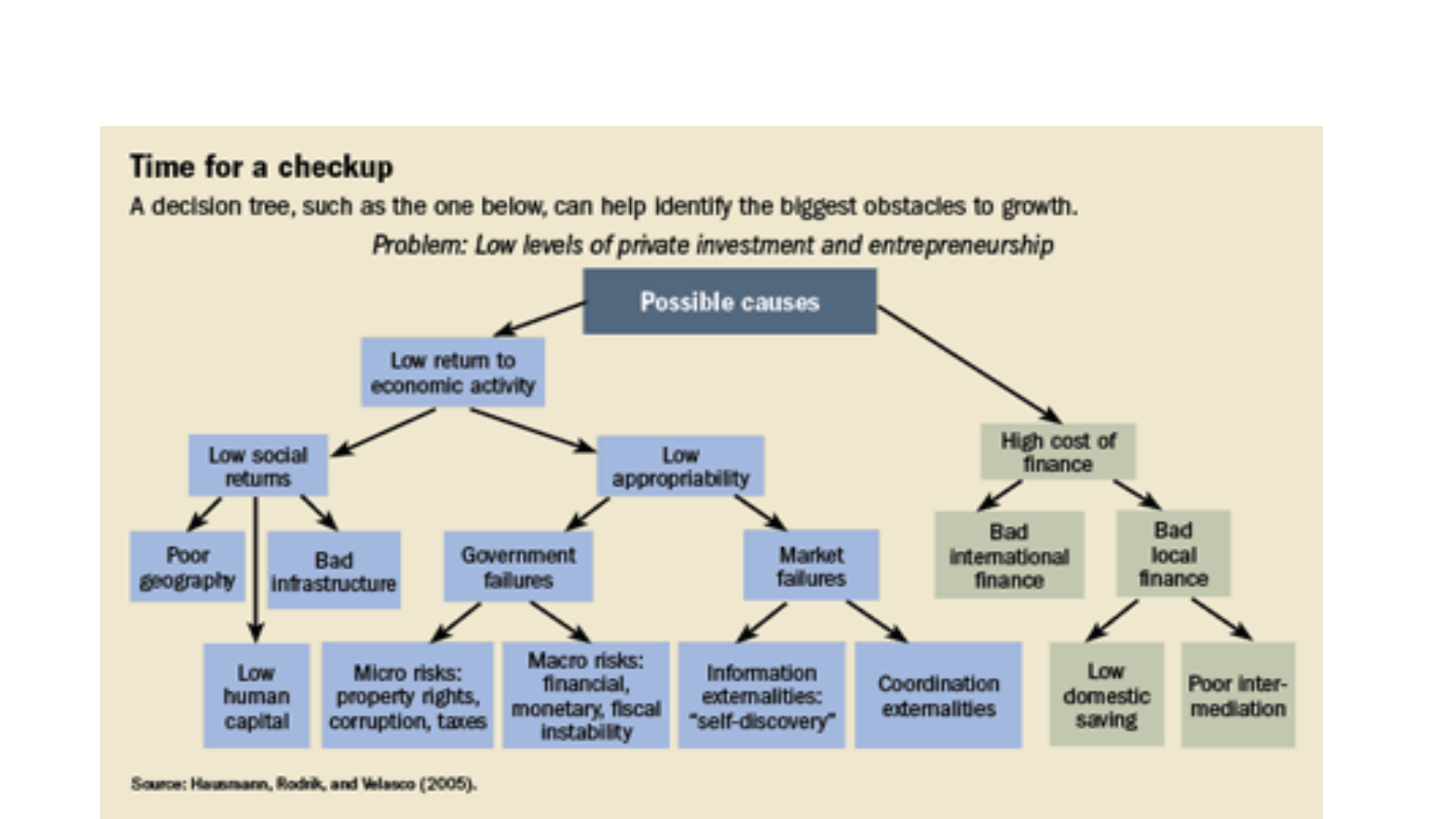## Time for a checkup

A decision tree, such as the one below, can help identify the biggest obstacles to growth.

*Problem: Low levels of private investment and entrepreneurship*

- **Possible causes**
  - Low return to economic activity
    - Low social returns
      - Poor geography
      - Low human capital
      - Bad infrastructure
    - Low appropriability
      - Government failures
        - Micro risks: property rights, corruption, taxes
        - Macro risks: financial, monetary, fiscal instability
      - Market failures
        - Information externalities: "self-discovery"
        - Coordination externalities
  - High cost of finance
    - Bad international finance
    - Bad local finance
      - Low domestic saving
      - Poor inter-mediation

Source: Hausmann, Rodrik, and Velasco (2005).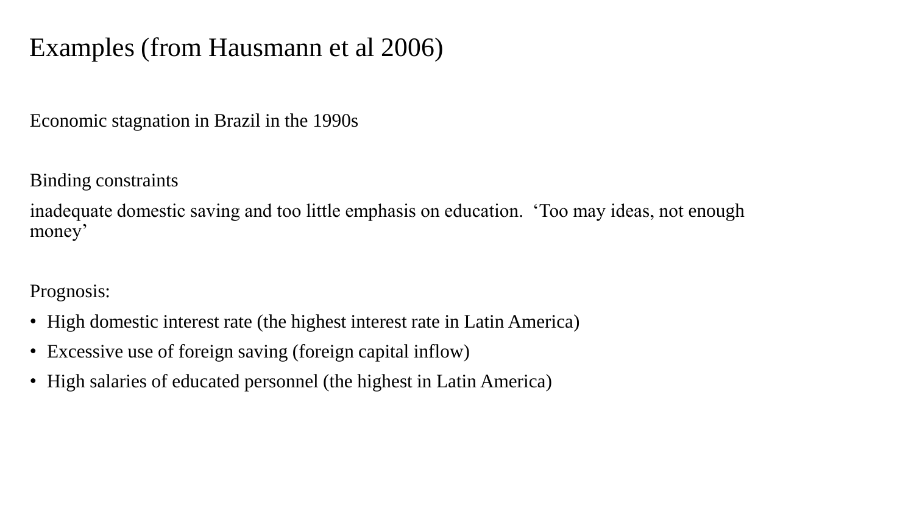# Examples (from Hausmann et al 2006)

Economic stagnation in Brazil in the 1990s

Binding constraints

inadequate domestic saving and too little emphasis on education. ‘Too may ideas, not enough money’

Prognosis:

- High domestic interest rate (the highest interest rate in Latin America)
- Excessive use of foreign saving (foreign capital inflow)
- High salaries of educated personnel (the highest in Latin America)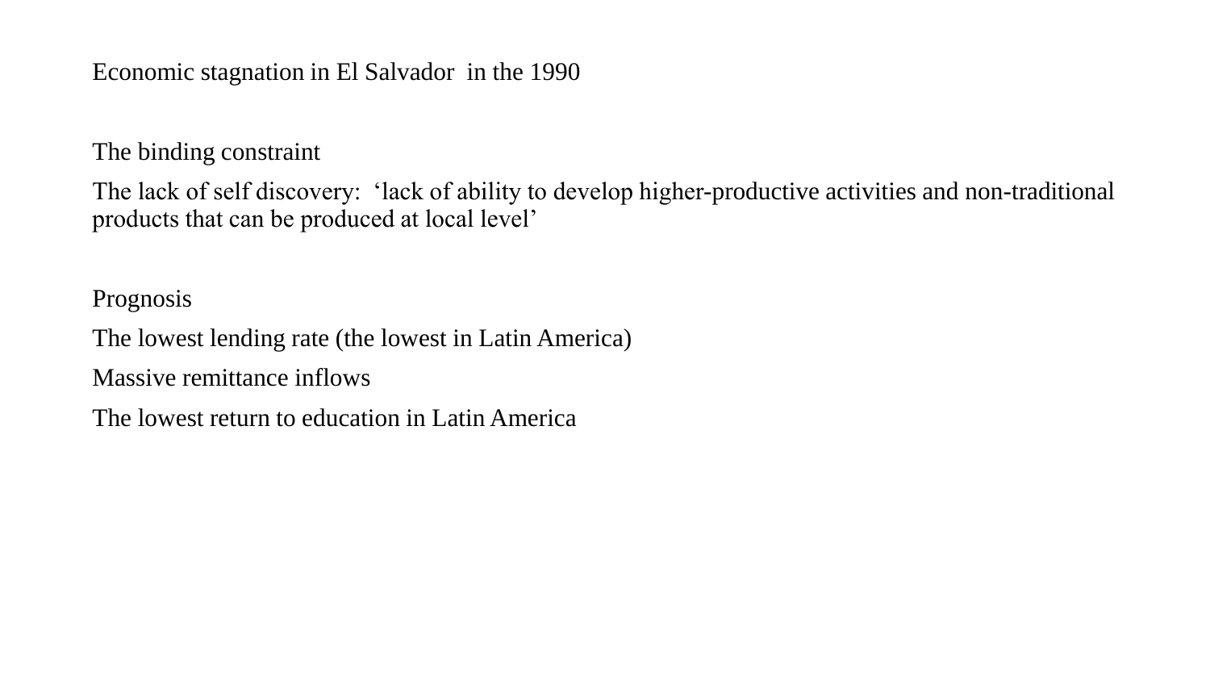# Economic stagnation in El Salvador  in the 1990

## The binding constraint

The lack of self discovery:  ‘lack of ability to develop higher-productive activities and non-traditional products that can be produced at local level’

## Prognosis

The lowest lending rate (the lowest in Latin America)

Massive remittance inflows

The lowest return to education in Latin America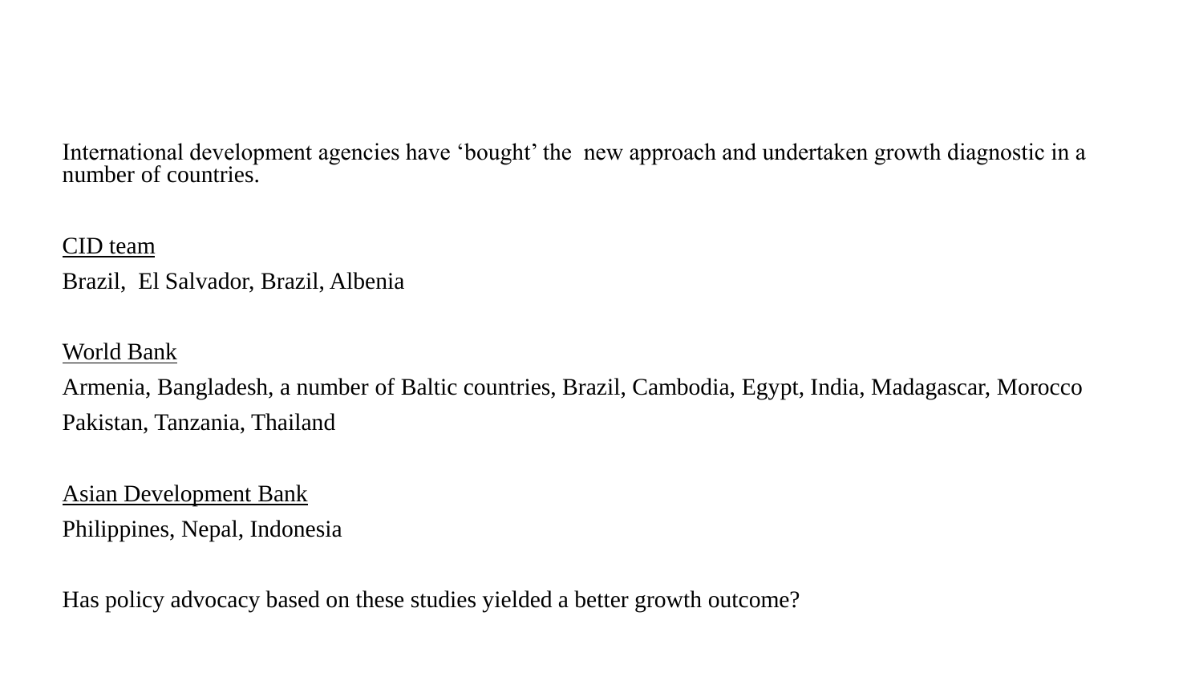International development agencies have 'bought' the new approach and undertaken growth diagnostic in a number of countries.

<u>CID team</u>

Brazil, El Salvador, Brazil, Albenia

<u>World Bank</u>

Armenia, Bangladesh, a number of Baltic countries, Brazil, Cambodia, Egypt, India, Madagascar, Morocco

Pakistan, Tanzania, Thailand

<u>Asian Development Bank</u>

Philippines, Nepal, Indonesia

Has policy advocacy based on these studies yielded a better growth outcome?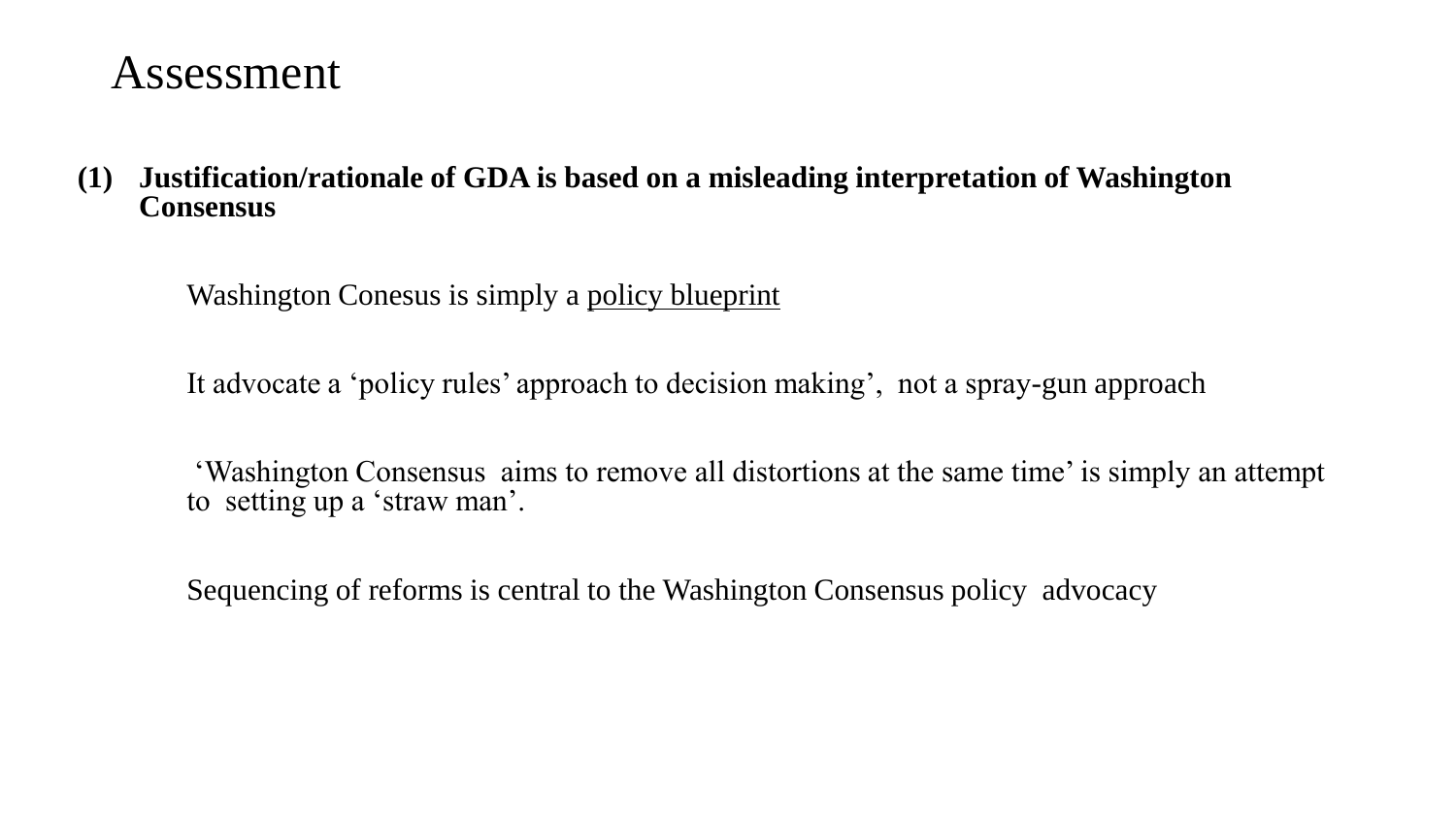# Assessment

**(1) Justification/rationale of GDA is based on a misleading interpretation of Washington Consensus**

Washington Conesus is simply a <u>policy blueprint</u>

It advocate a 'policy rules' approach to decision making', not a spray-gun approach

'Washington Consensus aims to remove all distortions at the same time' is simply an attempt to setting up a 'straw man'.

Sequencing of reforms is central to the Washington Consensus policy advocacy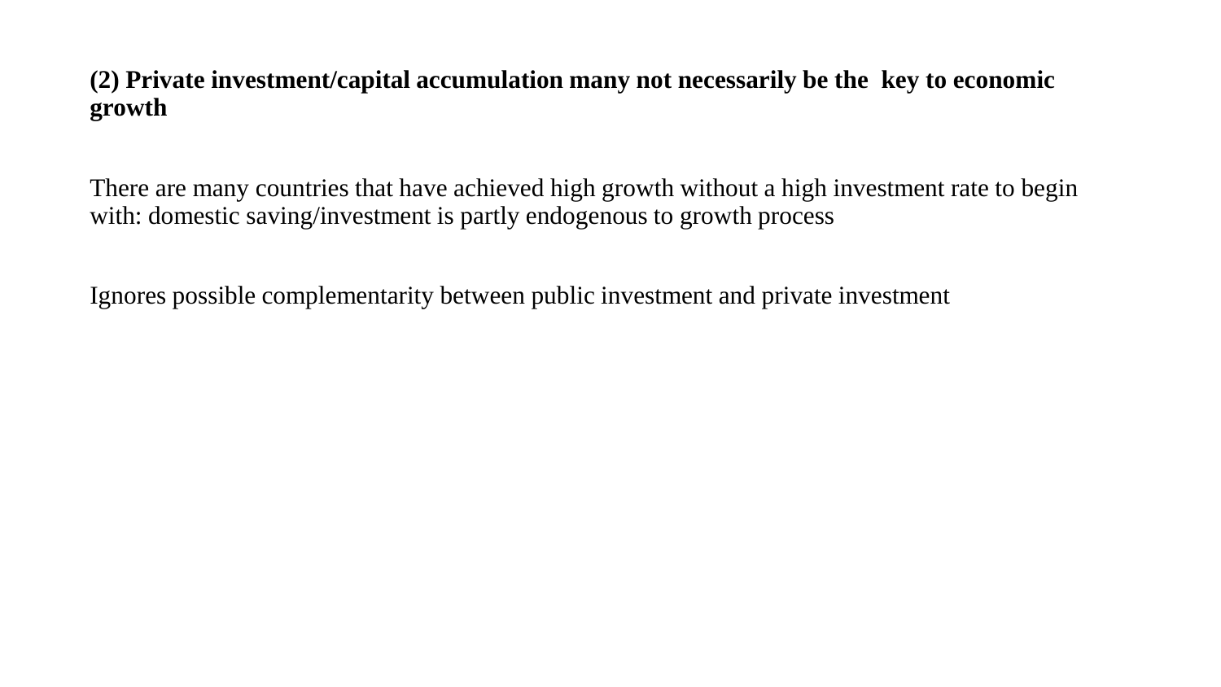**(2) Private investment/capital accumulation many not necessarily be the key to economic growth**

There are many countries that have achieved high growth without a high investment rate to begin with: domestic saving/investment is partly endogenous to growth process

Ignores possible complementarity between public investment and private investment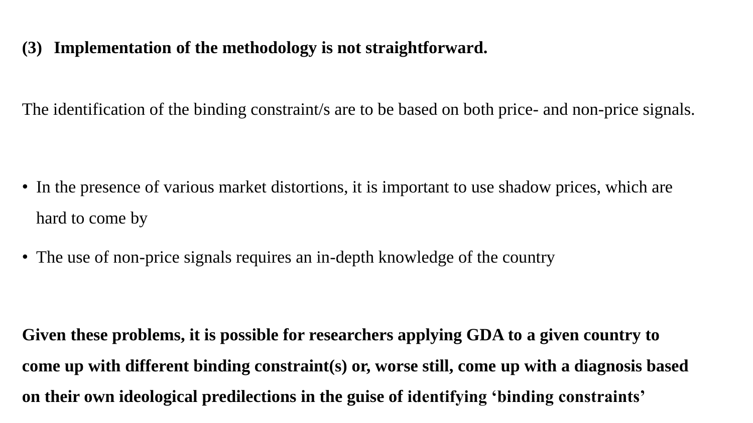**(3) Implementation of the methodology is not straightforward.**

The identification of the binding constraint/s are to be based on both price- and non-price signals.

- In the presence of various market distortions, it is important to use shadow prices, which are hard to come by
- The use of non-price signals requires an in-depth knowledge of the country

**Given these problems, it is possible for researchers applying GDA to a given country to come up with different binding constraint(s) or, worse still, come up with a diagnosis based on their own ideological predilections in the guise of identifying 'binding constraints'**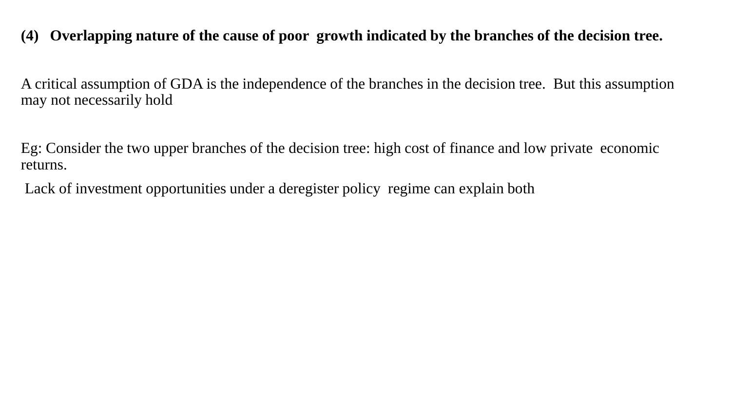**(4) Overlapping nature of the cause of poor growth indicated by the branches of the decision tree.**

A critical assumption of GDA is the independence of the branches in the decision tree. But this assumption may not necessarily hold

Eg: Consider the two upper branches of the decision tree: high cost of finance and low private economic returns.

Lack of investment opportunities under a deregister policy regime can explain both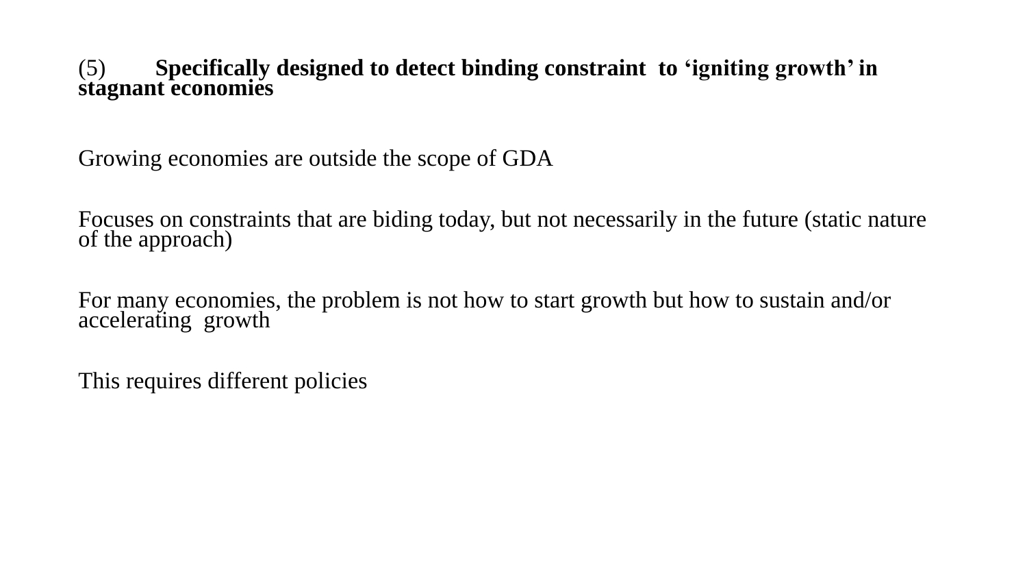**(5) Specifically designed to detect binding constraint to ‘igniting growth’ in stagnant economies**

Growing economies are outside the scope of GDA

Focuses on constraints that are biding today, but not necessarily in the future (static nature of the approach)

For many economies, the problem is not how to start growth but how to sustain and/or accelerating growth

This requires different policies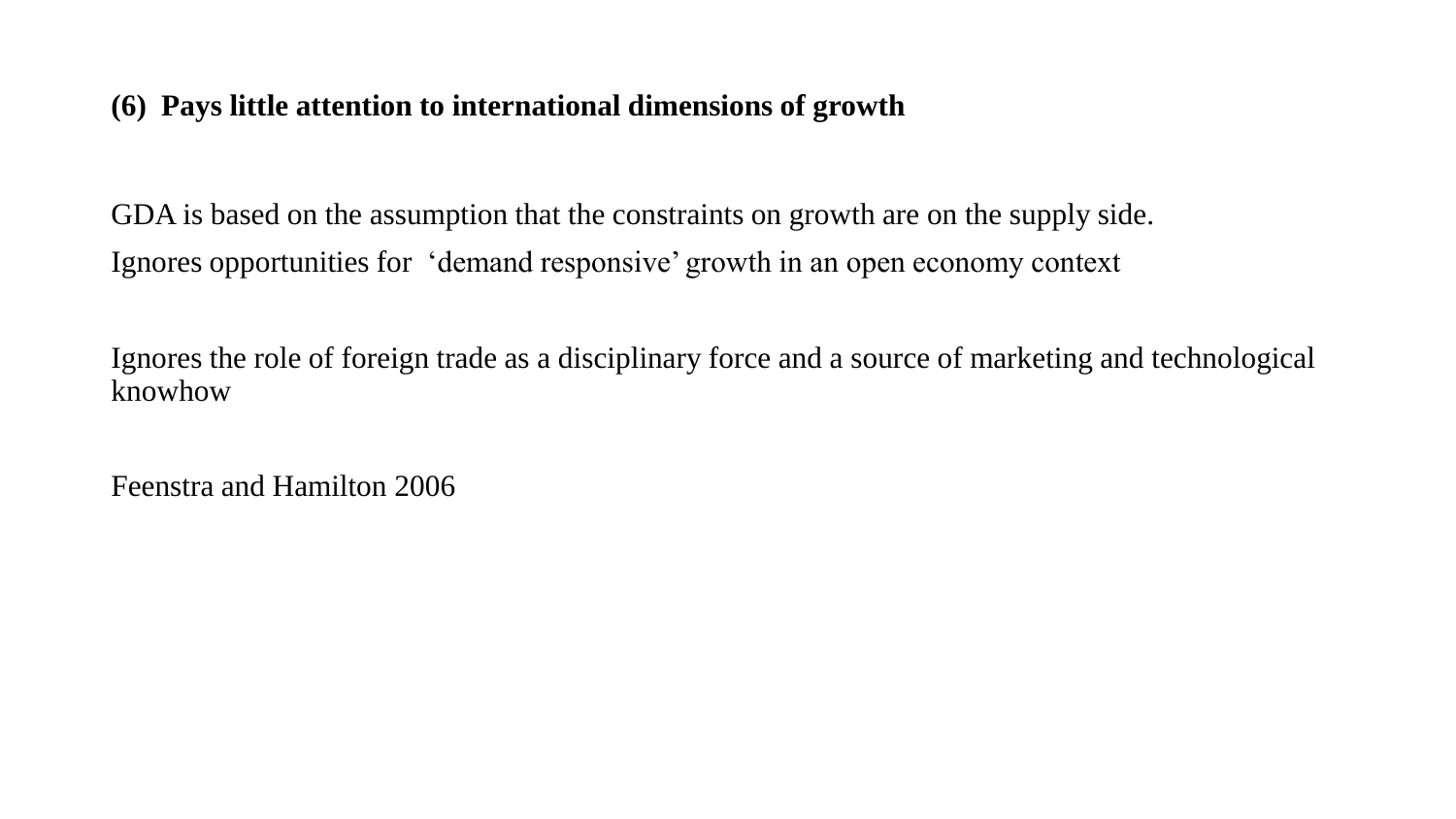**(6) Pays little attention to international dimensions of growth**

GDA is based on the assumption that the constraints on growth are on the supply side.

Ignores opportunities for ‘demand responsive’ growth in an open economy context

Ignores the role of foreign trade as a disciplinary force and a source of marketing and technological knowhow

Feenstra and Hamilton 2006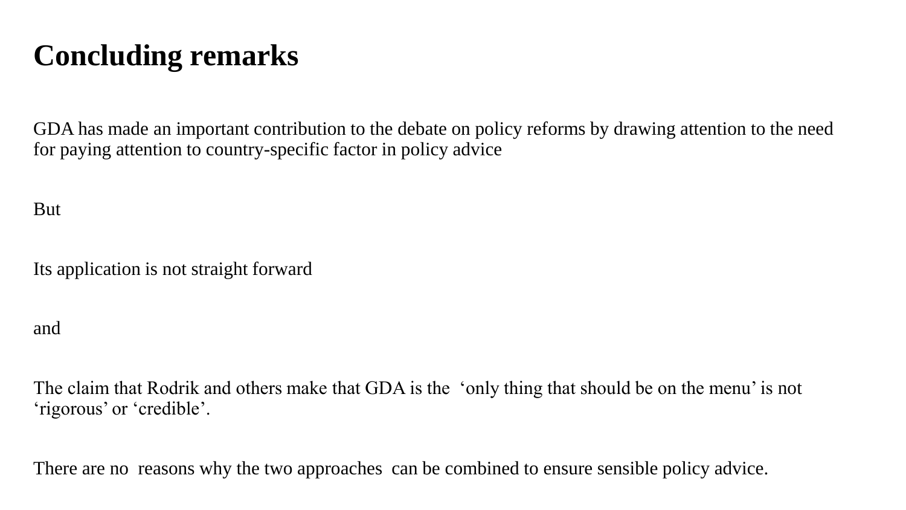# Concluding remarks

GDA has made an important contribution to the debate on policy reforms by drawing attention to the need for paying attention to country-specific factor in policy advice

But

Its application is not straight forward

and

The claim that Rodrik and others make that GDA is the 'only thing that should be on the menu' is not 'rigorous' or 'credible'.

There are no reasons why the two approaches can be combined to ensure sensible policy advice.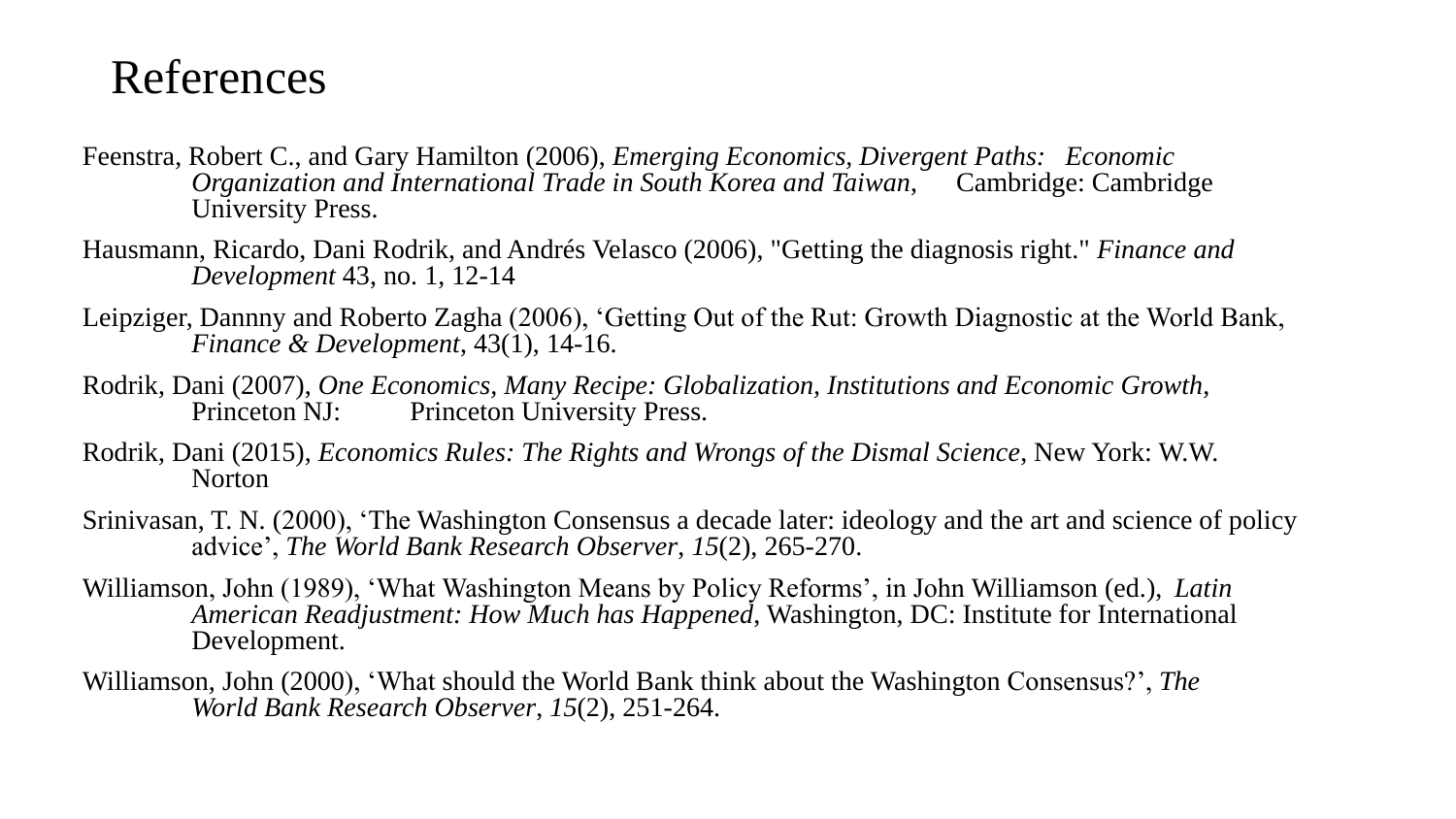# References

Feenstra, Robert C., and Gary Hamilton (2006), *Emerging Economics, Divergent Paths: Economic Organization and International Trade in South Korea and Taiwan*, Cambridge: Cambridge University Press.

Hausmann, Ricardo, Dani Rodrik, and Andrés Velasco (2006), "Getting the diagnosis right." *Finance and Development* 43, no. 1, 12-14

Leipziger, Dannny and Roberto Zagha (2006), 'Getting Out of the Rut: Growth Diagnostic at the World Bank, *Finance & Development*, 43(1), 14-16.

Rodrik, Dani (2007), *One Economics, Many Recipe: Globalization, Institutions and Economic Growth*, Princeton NJ: Princeton University Press.

Rodrik, Dani (2015), *Economics Rules: The Rights and Wrongs of the Dismal Science*, New York: W.W. Norton

Srinivasan, T. N. (2000), 'The Washington Consensus a decade later: ideology and the art and science of policy advice', *The World Bank Research Observer*, *15*(2), 265-270.

Williamson, John (1989), 'What Washington Means by Policy Reforms', in John Williamson (ed.), *Latin American Readjustment: How Much has Happened*, Washington, DC: Institute for International Development.

Williamson, John (2000), 'What should the World Bank think about the Washington Consensus?', *The World Bank Research Observer*, *15*(2), 251-264.